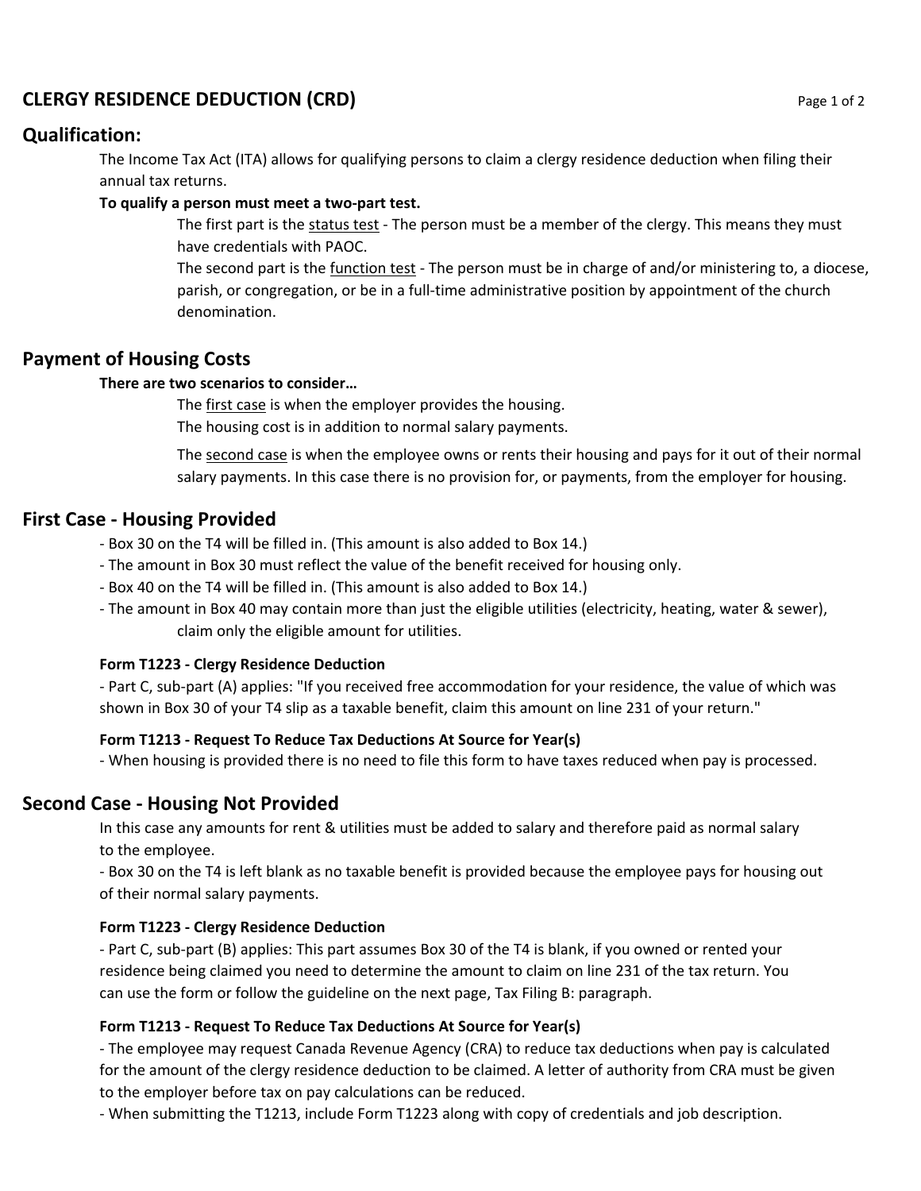# CLERGY RESIDENCE DEDUCTION (CRD)

## Qualification:

The Income Tax Act (ITA) allows for qualifying persons to claim a clergy residence deduction when filing their annual tax returns.

**To qualify a person must meet a two-part test.**

The first part is the status test - The person must be a member of the clergy. This means they must have credentials with PAOC.

The second part is the function test - The person must be in charge of and/or ministering to, a diocese, parish, or congregation, or be in a full-time administrative position by appointment of the church denomination.

## Payment of Housing Costs

**There are two scenarios to consider…**

The first case is when the employer provides the housing.
The housing cost is in addition to normal salary payments.

The second case is when the employee owns or rents their housing and pays for it out of their normal salary payments. In this case there is no provision for, or payments, from the employer for housing.

## First Case - Housing Provided

- Box 30 on the T4 will be filled in. (This amount is also added to Box 14.)
- The amount in Box 30 must reflect the value of the benefit received for housing only.
- Box 40 on the T4 will be filled in. (This amount is also added to Box 14.)
- The amount in Box 40 may contain more than just the eligible utilities (electricity, heating, water & sewer), claim only the eligible amount for utilities.

### Form T1223 - Clergy Residence Deduction

- Part C, sub-part (A) applies: "If you received free accommodation for your residence, the value of which was shown in Box 30 of your T4 slip as a taxable benefit, claim this amount on line 231 of your return."

### Form T1213 - Request To Reduce Tax Deductions At Source for Year(s)

- When housing is provided there is no need to file this form to have taxes reduced when pay is processed.

## Second Case - Housing Not Provided

In this case any amounts for rent & utilities must be added to salary and therefore paid as normal salary to the employee.

- Box 30 on the T4 is left blank as no taxable benefit is provided because the employee pays for housing out of their normal salary payments.

### Form T1223 - Clergy Residence Deduction

- Part C, sub-part (B) applies: This part assumes Box 30 of the T4 is blank, if you owned or rented your residence being claimed you need to determine the amount to claim on line 231 of the tax return. You can use the form or follow the guideline on the next page, Tax Filing B: paragraph.

### Form T1213 - Request To Reduce Tax Deductions At Source for Year(s)

- The employee may request Canada Revenue Agency (CRA) to reduce tax deductions when pay is calculated for the amount of the clergy residence deduction to be claimed. A letter of authority from CRA must be given to the employer before tax on pay calculations can be reduced.
- When submitting the T1213, include Form T1223 along with copy of credentials and job description.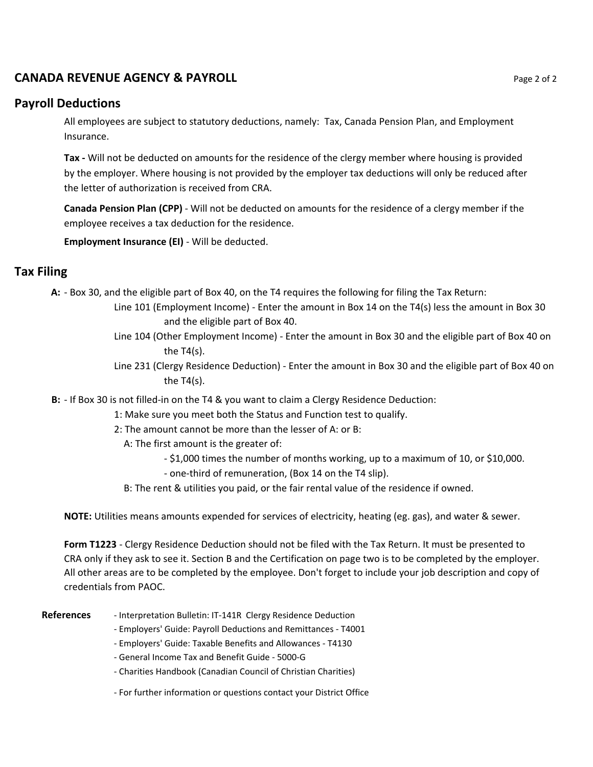## CANADA REVENUE AGENCY & PAYROLL

## Payroll Deductions

All employees are subject to statutory deductions, namely: Tax, Canada Pension Plan, and Employment Insurance.

**Tax -** Will not be deducted on amounts for the residence of the clergy member where housing is provided by the employer. Where housing is not provided by the employer tax deductions will only be reduced after the letter of authorization is received from CRA.

**Canada Pension Plan (CPP)** - Will not be deducted on amounts for the residence of a clergy member if the employee receives a tax deduction for the residence.

**Employment Insurance (EI)** - Will be deducted.

## Tax Filing

**A:** - Box 30, and the eligible part of Box 40, on the T4 requires the following for filing the Tax Return:

- Line 101 (Employment Income) - Enter the amount in Box 14 on the T4(s) less the amount in Box 30 and the eligible part of Box 40.
- Line 104 (Other Employment Income) - Enter the amount in Box 30 and the eligible part of Box 40 on the T4(s).
- Line 231 (Clergy Residence Deduction) - Enter the amount in Box 30 and the eligible part of Box 40 on the T4(s).

**B:** - If Box 30 is not filled-in on the T4 & you want to claim a Clergy Residence Deduction:

1: Make sure you meet both the Status and Function test to qualify.

2: The amount cannot be more than the lesser of A: or B:

A: The first amount is the greater of:

- $1,000 times the number of months working, up to a maximum of 10, or $10,000.
- one-third of remuneration, (Box 14 on the T4 slip).

B: The rent & utilities you paid, or the fair rental value of the residence if owned.

**NOTE:** Utilities means amounts expended for services of electricity, heating (eg. gas), and water & sewer.

**Form T1223** - Clergy Residence Deduction should not be filed with the Tax Return. It must be presented to CRA only if they ask to see it. Section B and the Certification on page two is to be completed by the employer. All other areas are to be completed by the employee. Don't forget to include your job description and copy of credentials from PAOC.

**References**

- Interpretation Bulletin: IT-141R Clergy Residence Deduction
- Employers' Guide: Payroll Deductions and Remittances - T4001
- Employers' Guide: Taxable Benefits and Allowances - T4130
- General Income Tax and Benefit Guide - 5000-G
- Charities Handbook (Canadian Council of Christian Charities)

- For further information or questions contact your District Office